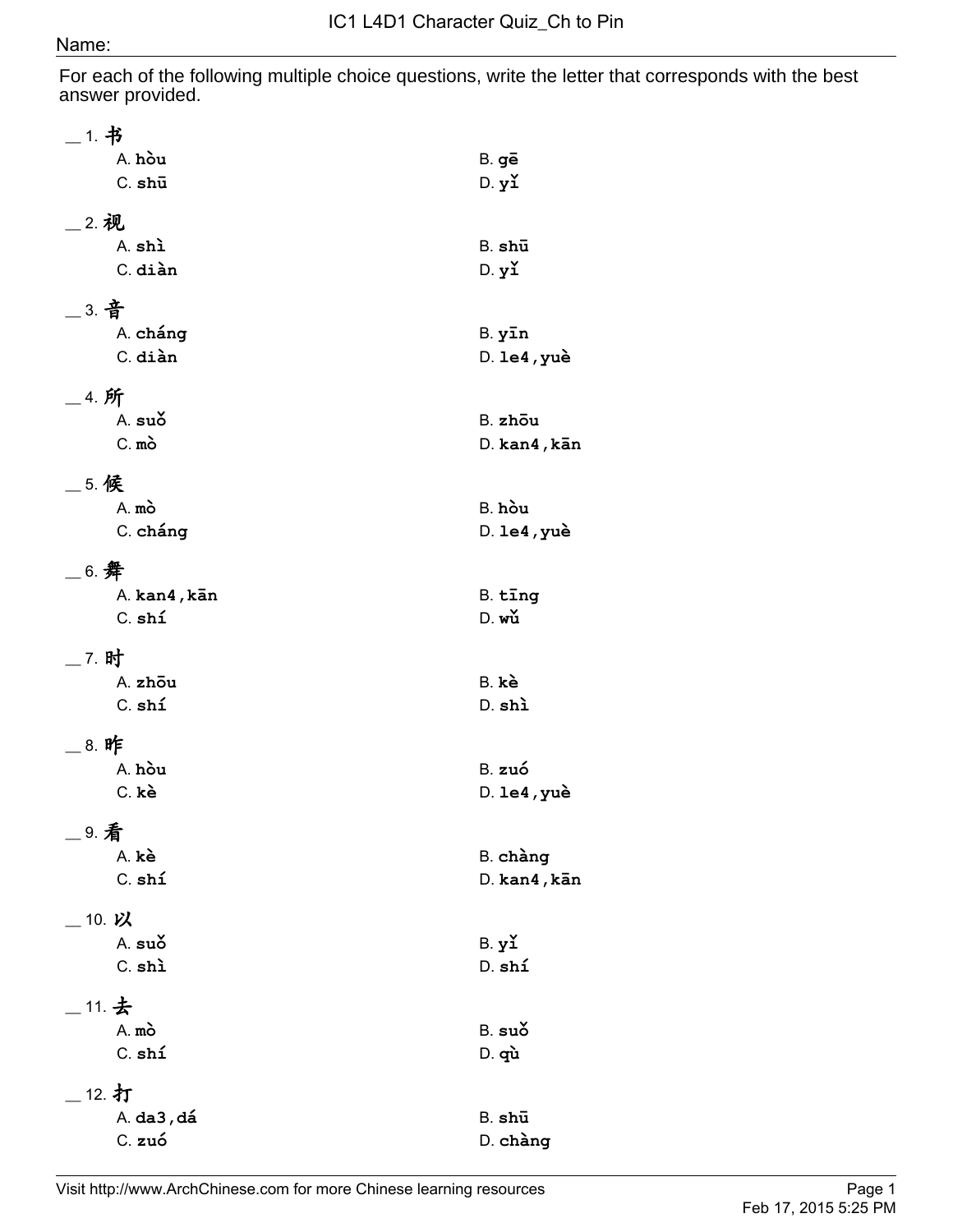# IC1 L4D1 Character Quiz_Ch to Pin

Name:

For each of the following multiple choice questions, write the letter that corresponds with the best answer provided.

__ 1. 书
- A. hòu
- B. gē
- C. shū
- D. yǐ

__ 2. 视
- A. shì
- B. shū
- C. diàn
- D. yǐ

__ 3. 音
- A. cháng
- B. yīn
- C. diàn
- D. le4,yuè

__ 4. 所
- A. suǒ
- B. zhōu
- C. mò
- D. kan4,kān

__ 5. 候
- A. mò
- B. hòu
- C. cháng
- D. le4,yuè

__ 6. 舞
- A. kan4,kān
- B. tīng
- C. shí
- D. wǔ

__ 7. 时
- A. zhōu
- B. kè
- C. shí
- D. shì

__ 8. 昨
- A. hòu
- B. zuó
- C. kè
- D. le4,yuè

__ 9. 看
- A. kè
- B. chàng
- C. shí
- D. kan4,kān

__ 10. 以
- A. suǒ
- B. yǐ
- C. shì
- D. shí

__ 11. 去
- A. mò
- B. suǒ
- C. shí
- D. qù

__ 12. 打
- A. da3,dá
- B. shū
- C. zuó
- D. chàng

Visit http://www.ArchChinese.com for more Chinese learning resources

Feb 17, 2015 5:25 PM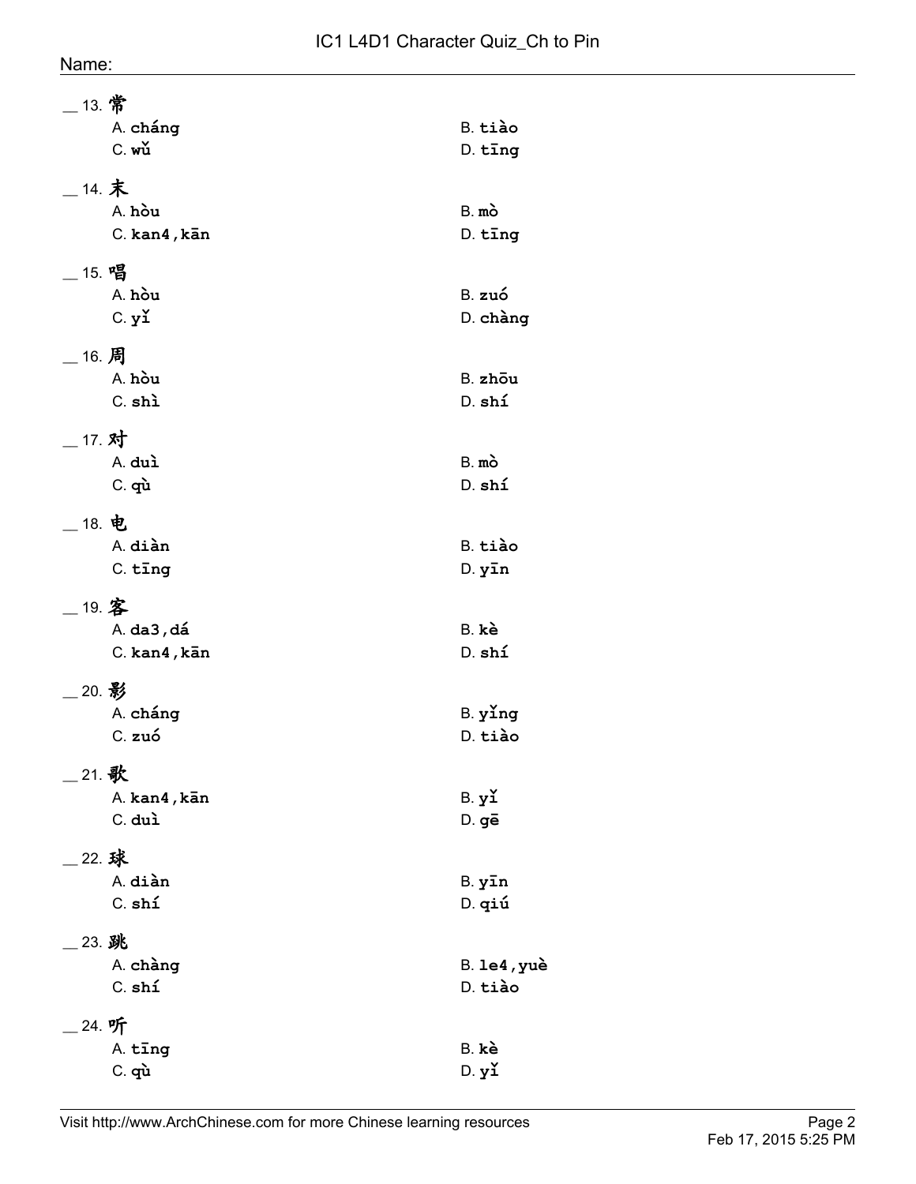Name:

__ 13. 常

A. cháng
B. tiào
C. wǔ
D. tīng

__ 14. 末

A. hòu
B. mò
C. kan4,kān
D. tīng

__ 15. 唱

A. hòu
B. zuó
C. yǐ
D. chàng

__ 16. 周

A. hòu
B. zhōu
C. shì
D. shí

__ 17. 对

A. duì
B. mò
C. qù
D. shí

__ 18. 电

A. diàn
B. tiào
C. tīng
D. yīn

__ 19. 客

A. da3,dá
B. kè
C. kan4,kān
D. shí

__ 20. 影

A. cháng
B. yǐng
C. zuó
D. tiào

__ 21. 歌

A. kan4,kān
B. yǐ
C. duì
D. gē

__ 22. 球

A. diàn
B. yīn
C. shí
D. qiú

__ 23. 跳

A. chàng
B. le4,yuè
C. shí
D. tiào

__ 24. 听

A. tīng
B. kè
C. qù
D. yǐ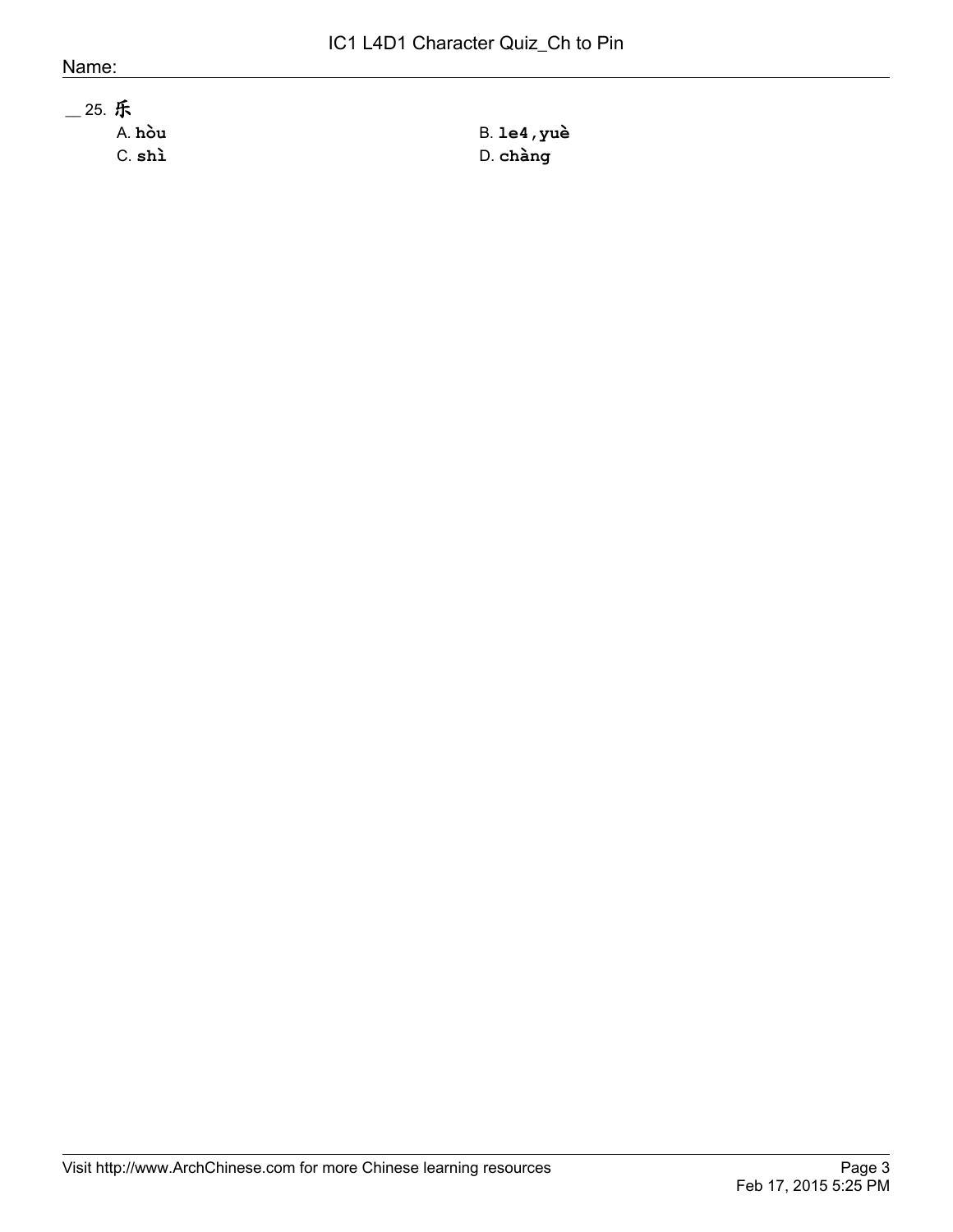IC1 L4D1 Character Quiz_Ch to Pin

Name:

__ 25. 乐

A. **hòu**

B. **le4,yuè**

C. **shì**

D. **chàng**